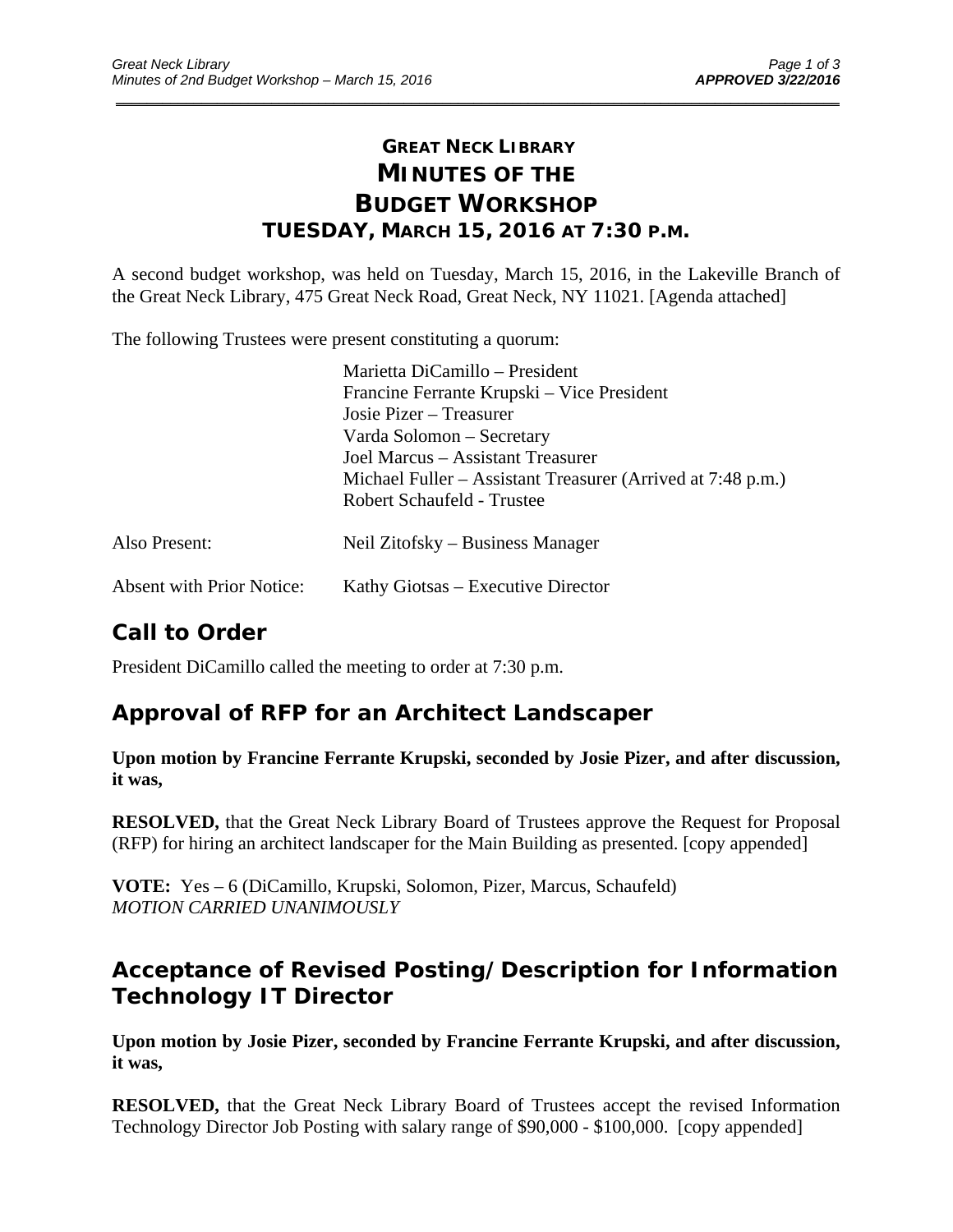# GREAT NECK LIBRARY
# MINUTES OF THE BUDGET WORKSHOP
## TUESDAY, MARCH 15, 2016 AT 7:30 P.M.

A second budget workshop, was held on Tuesday, March 15, 2016, in the Lakeville Branch of the Great Neck Library, 475 Great Neck Road, Great Neck, NY 11021. [Agenda attached]

The following Trustees were present constituting a quorum:

Marietta DiCamillo – President
Francine Ferrante Krupski – Vice President
Josie Pizer – Treasurer
Varda Solomon – Secretary
Joel Marcus – Assistant Treasurer
Michael Fuller – Assistant Treasurer (Arrived at 7:48 p.m.)
Robert Schaufeld - Trustee

Also Present: Neil Zitofsky – Business Manager

Absent with Prior Notice: Kathy Giotsas – Executive Director

## Call to Order

President DiCamillo called the meeting to order at 7:30 p.m.

## Approval of RFP for an Architect Landscaper

**Upon motion by Francine Ferrante Krupski, seconded by Josie Pizer, and after discussion, it was,**

**RESOLVED,** that the Great Neck Library Board of Trustees approve the Request for Proposal (RFP) for hiring an architect landscaper for the Main Building as presented. [copy appended]

**VOTE:** Yes – 6 (DiCamillo, Krupski, Solomon, Pizer, Marcus, Schaufeld)
*MOTION CARRIED UNANIMOUSLY*

## Acceptance of Revised Posting/Description for Information Technology IT Director

**Upon motion by Josie Pizer, seconded by Francine Ferrante Krupski, and after discussion, it was,**

**RESOLVED,** that the Great Neck Library Board of Trustees accept the revised Information Technology Director Job Posting with salary range of $90,000 - $100,000. [copy appended]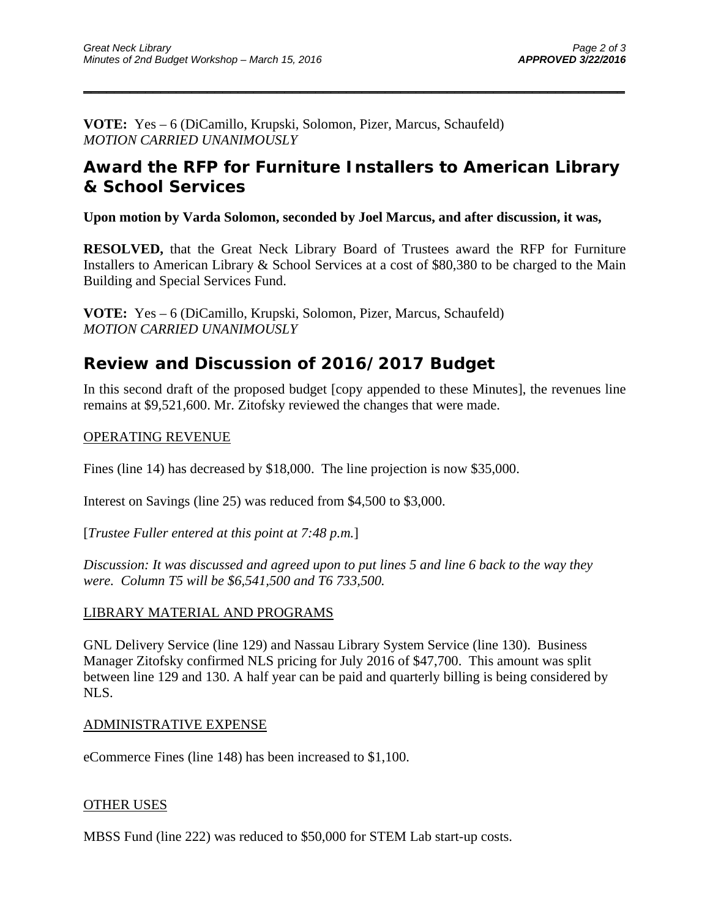**VOTE:** Yes – 6 (DiCamillo, Krupski, Solomon, Pizer, Marcus, Schaufeld)
*MOTION CARRIED UNANIMOUSLY*

## Award the RFP for Furniture Installers to American Library & School Services

**Upon motion by Varda Solomon, seconded by Joel Marcus, and after discussion, it was,**

**RESOLVED,** that the Great Neck Library Board of Trustees award the RFP for Furniture Installers to American Library & School Services at a cost of $80,380 to be charged to the Main Building and Special Services Fund.

**VOTE:** Yes – 6 (DiCamillo, Krupski, Solomon, Pizer, Marcus, Schaufeld)
*MOTION CARRIED UNANIMOUSLY*

## Review and Discussion of 2016/2017 Budget

In this second draft of the proposed budget [copy appended to these Minutes], the revenues line remains at $9,521,600. Mr. Zitofsky reviewed the changes that were made.

OPERATING REVENUE

Fines (line 14) has decreased by $18,000. The line projection is now $35,000.

Interest on Savings (line 25) was reduced from $4,500 to $3,000.

[*Trustee Fuller entered at this point at 7:48 p.m.*]

*Discussion: It was discussed and agreed upon to put lines 5 and line 6 back to the way they were. Column T5 will be $6,541,500 and T6 733,500.*

LIBRARY MATERIAL AND PROGRAMS

GNL Delivery Service (line 129) and Nassau Library System Service (line 130). Business Manager Zitofsky confirmed NLS pricing for July 2016 of $47,700. This amount was split between line 129 and 130. A half year can be paid and quarterly billing is being considered by NLS.

ADMINISTRATIVE EXPENSE

eCommerce Fines (line 148) has been increased to $1,100.

OTHER USES

MBSS Fund (line 222) was reduced to $50,000 for STEM Lab start-up costs.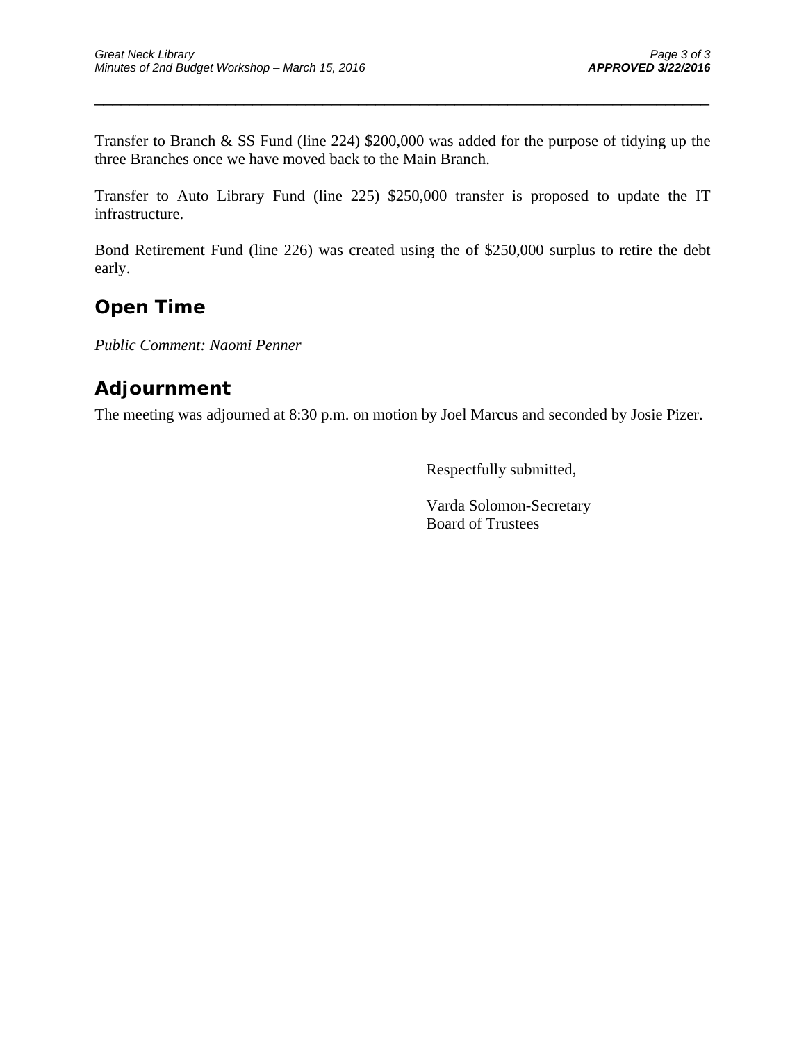Transfer to Branch & SS Fund (line 224) $200,000 was added for the purpose of tidying up the three Branches once we have moved back to the Main Branch.

Transfer to Auto Library Fund (line 225) $250,000 transfer is proposed to update the IT infrastructure.

Bond Retirement Fund (line 226) was created using the of $250,000 surplus to retire the debt early.

## Open Time

*Public Comment: Naomi Penner*

## Adjournment

The meeting was adjourned at 8:30 p.m. on motion by Joel Marcus and seconded by Josie Pizer.

Respectfully submitted,

Varda Solomon-Secretary
Board of Trustees